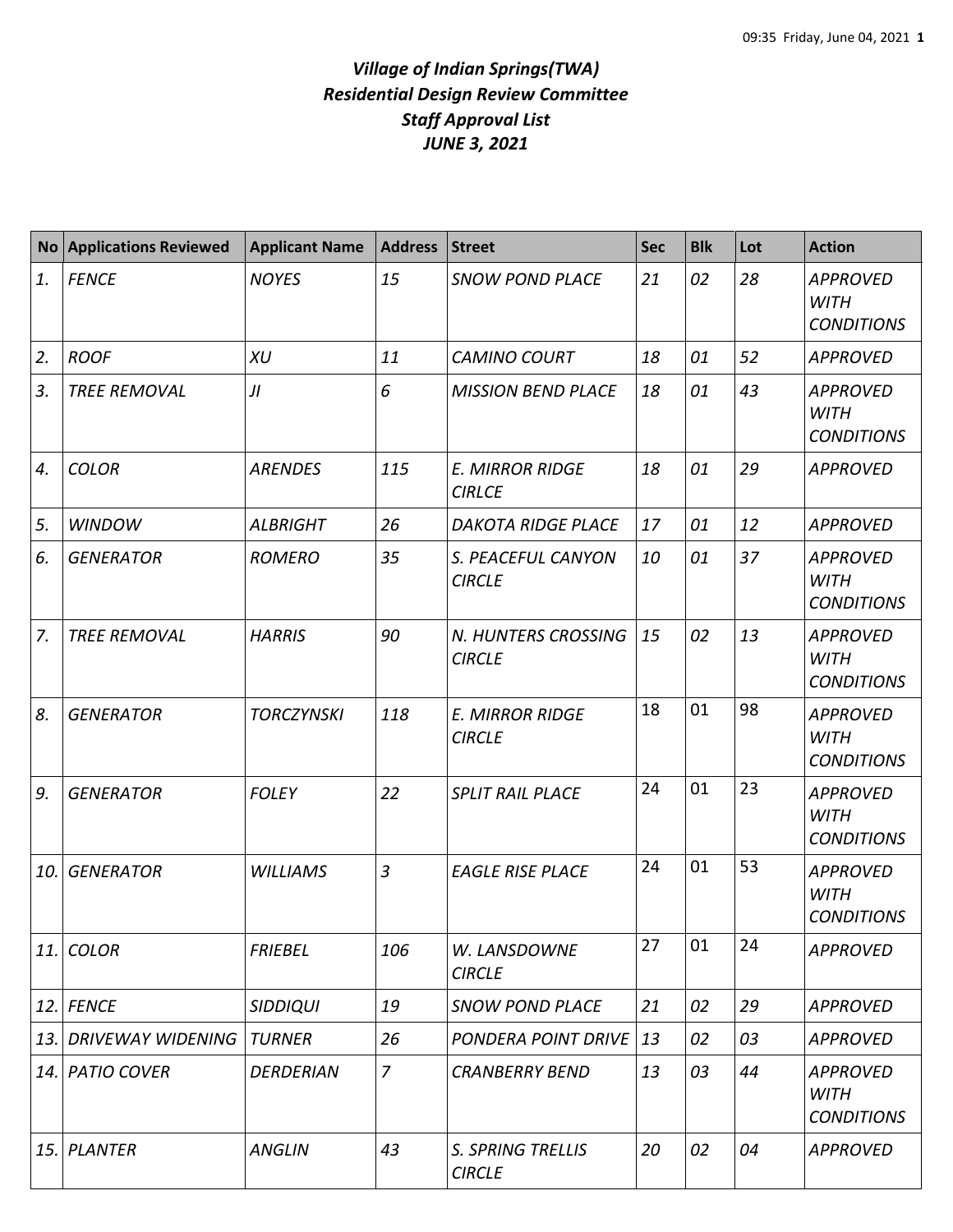# *Village of Indian Springs(TWA)*
# *Residential Design Review Committee*
# *Staff Approval List*
# *JUNE 3, 2021*

| No | Applications Reviewed | Applicant Name | Address | Street | Sec | Blk | Lot | Action |
|---|---|---|---|---|---|---|---|---|
| *1.* | *FENCE* | *NOYES* | *15* | *SNOW POND PLACE* | *21* | *02* | *28* | *APPROVED WITH CONDITIONS* |
| *2.* | *ROOF* | *XU* | *11* | *CAMINO COURT* | *18* | *01* | *52* | *APPROVED* |
| *3.* | *TREE REMOVAL* | *JI* | *6* | *MISSION BEND PLACE* | *18* | *01* | *43* | *APPROVED WITH CONDITIONS* |
| *4.* | *COLOR* | *ARENDES* | *115* | *E. MIRROR RIDGE CIRLCE* | *18* | *01* | *29* | *APPROVED* |
| *5.* | *WINDOW* | *ALBRIGHT* | *26* | *DAKOTA RIDGE PLACE* | *17* | *01* | *12* | *APPROVED* |
| *6.* | *GENERATOR* | *ROMERO* | *35* | *S. PEACEFUL CANYON CIRCLE* | *10* | *01* | *37* | *APPROVED WITH CONDITIONS* |
| *7.* | *TREE REMOVAL* | *HARRIS* | *90* | *N. HUNTERS CROSSING CIRCLE* | *15* | *02* | *13* | *APPROVED WITH CONDITIONS* |
| *8.* | *GENERATOR* | *TORCZYNSKI* | *118* | *E. MIRROR RIDGE CIRCLE* | 18 | 01 | 98 | *APPROVED WITH CONDITIONS* |
| *9.* | *GENERATOR* | *FOLEY* | *22* | *SPLIT RAIL PLACE* | 24 | 01 | 23 | *APPROVED WITH CONDITIONS* |
| *10.* | *GENERATOR* | *WILLIAMS* | *3* | *EAGLE RISE PLACE* | 24 | 01 | 53 | *APPROVED WITH CONDITIONS* |
| *11.* | *COLOR* | *FRIEBEL* | *106* | *W. LANSDOWNE CIRCLE* | 27 | 01 | 24 | *APPROVED* |
| *12.* | *FENCE* | *SIDDIQUI* | *19* | *SNOW POND PLACE* | *21* | *02* | *29* | *APPROVED* |
| *13.* | *DRIVEWAY WIDENING* | *TURNER* | *26* | *PONDERA POINT DRIVE* | *13* | *02* | *03* | *APPROVED* |
| *14.* | *PATIO COVER* | *DERDERIAN* | *7* | *CRANBERRY BEND* | *13* | *03* | *44* | *APPROVED WITH CONDITIONS* |
| *15.* | *PLANTER* | *ANGLIN* | *43* | *S. SPRING TRELLIS CIRCLE* | *20* | *02* | *04* | *APPROVED* |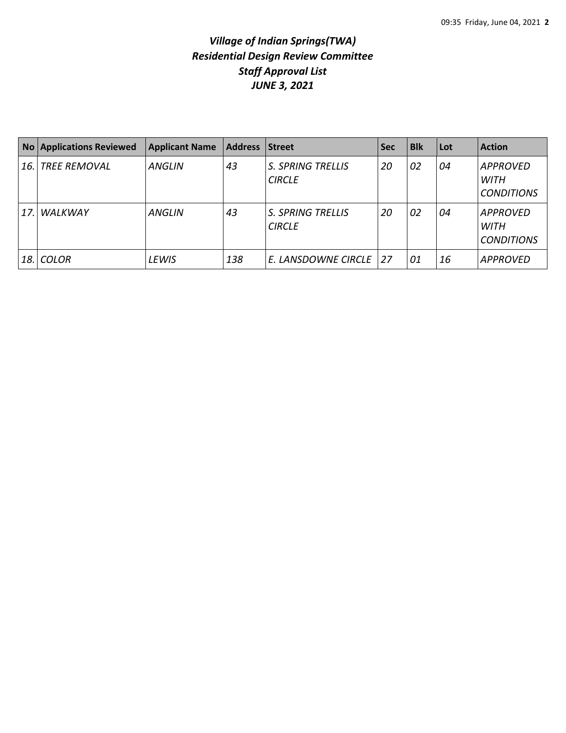# *Village of Indian Springs(TWA)*
## *Residential Design Review Committee*
## *Staff Approval List*
## *JUNE 3, 2021*

| No | Applications Reviewed | Applicant Name | Address | Street | Sec | Blk | Lot | Action |
|---|---|---|---|---|---|---|---|---|
| *16.* | *TREE REMOVAL* | *ANGLIN* | *43* | *S. SPRING TRELLIS CIRCLE* | *20* | *02* | *04* | *APPROVED WITH CONDITIONS* |
| *17.* | *WALKWAY* | *ANGLIN* | *43* | *S. SPRING TRELLIS CIRCLE* | *20* | *02* | *04* | *APPROVED WITH CONDITIONS* |
| *18.* | *COLOR* | *LEWIS* | *138* | *E. LANSDOWNE CIRCLE* | *27* | *01* | *16* | *APPROVED* |